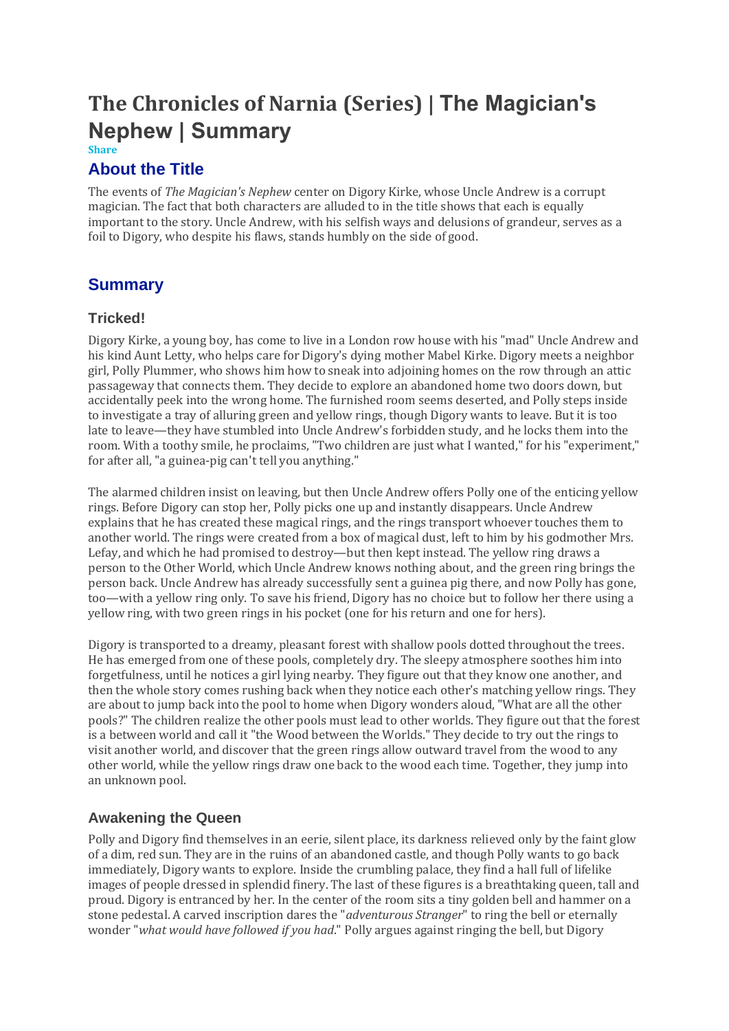# The Chronicles of Narnia (Series) | The Magician's Nephew | Summary

Share

## About the Title

The events of *The Magician's Nephew* center on Digory Kirke, whose Uncle Andrew is a corrupt magician. The fact that both characters are alluded to in the title shows that each is equally important to the story. Uncle Andrew, with his selfish ways and delusions of grandeur, serves as a foil to Digory, who despite his flaws, stands humbly on the side of good.

## Summary

### Tricked!

Digory Kirke, a young boy, has come to live in a London row house with his "mad" Uncle Andrew and his kind Aunt Letty, who helps care for Digory's dying mother Mabel Kirke. Digory meets a neighbor girl, Polly Plummer, who shows him how to sneak into adjoining homes on the row through an attic passageway that connects them. They decide to explore an abandoned home two doors down, but accidentally peek into the wrong home. The furnished room seems deserted, and Polly steps inside to investigate a tray of alluring green and yellow rings, though Digory wants to leave. But it is too late to leave—they have stumbled into Uncle Andrew's forbidden study, and he locks them into the room. With a toothy smile, he proclaims, "Two children are just what I wanted," for his "experiment," for after all, "a guinea-pig can't tell you anything."

The alarmed children insist on leaving, but then Uncle Andrew offers Polly one of the enticing yellow rings. Before Digory can stop her, Polly picks one up and instantly disappears. Uncle Andrew explains that he has created these magical rings, and the rings transport whoever touches them to another world. The rings were created from a box of magical dust, left to him by his godmother Mrs. Lefay, and which he had promised to destroy—but then kept instead. The yellow ring draws a person to the Other World, which Uncle Andrew knows nothing about, and the green ring brings the person back. Uncle Andrew has already successfully sent a guinea pig there, and now Polly has gone, too—with a yellow ring only. To save his friend, Digory has no choice but to follow her there using a yellow ring, with two green rings in his pocket (one for his return and one for hers).

Digory is transported to a dreamy, pleasant forest with shallow pools dotted throughout the trees. He has emerged from one of these pools, completely dry. The sleepy atmosphere soothes him into forgetfulness, until he notices a girl lying nearby. They figure out that they know one another, and then the whole story comes rushing back when they notice each other's matching yellow rings. They are about to jump back into the pool to home when Digory wonders aloud, "What are all the other pools?" The children realize the other pools must lead to other worlds. They figure out that the forest is a between world and call it "the Wood between the Worlds." They decide to try out the rings to visit another world, and discover that the green rings allow outward travel from the wood to any other world, while the yellow rings draw one back to the wood each time. Together, they jump into an unknown pool.

### Awakening the Queen

Polly and Digory find themselves in an eerie, silent place, its darkness relieved only by the faint glow of a dim, red sun. They are in the ruins of an abandoned castle, and though Polly wants to go back immediately, Digory wants to explore. Inside the crumbling palace, they find a hall full of lifelike images of people dressed in splendid finery. The last of these figures is a breathtaking queen, tall and proud. Digory is entranced by her. In the center of the room sits a tiny golden bell and hammer on a stone pedestal. A carved inscription dares the "*adventurous Stranger*" to ring the bell or eternally wonder "*what would have followed if you had*." Polly argues against ringing the bell, but Digory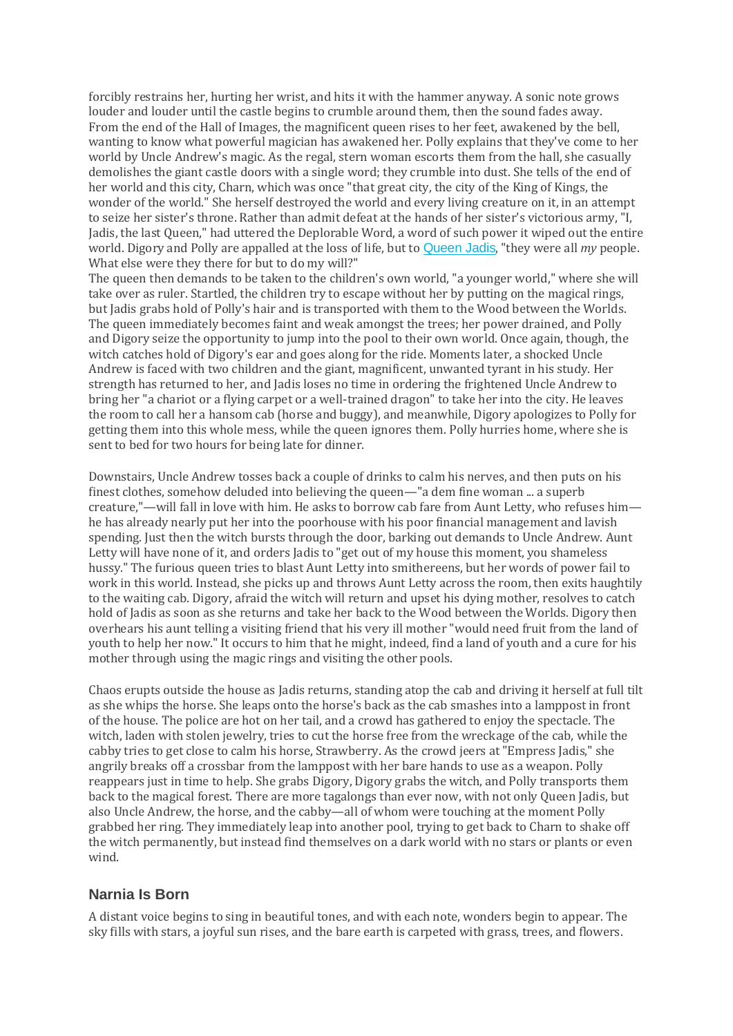forcibly restrains her, hurting her wrist, and hits it with the hammer anyway. A sonic note grows louder and louder until the castle begins to crumble around them, then the sound fades away. From the end of the Hall of Images, the magnificent queen rises to her feet, awakened by the bell, wanting to know what powerful magician has awakened her. Polly explains that they've come to her world by Uncle Andrew's magic. As the regal, stern woman escorts them from the hall, she casually demolishes the giant castle doors with a single word; they crumble into dust. She tells of the end of her world and this city, Charn, which was once "that great city, the city of the King of Kings, the wonder of the world." She herself destroyed the world and every living creature on it, in an attempt to seize her sister's throne. Rather than admit defeat at the hands of her sister's victorious army, "I, Jadis, the last Queen," had uttered the Deplorable Word, a word of such power it wiped out the entire world. Digory and Polly are appalled at the loss of life, but to Queen Jadis, "they were all *my* people. What else were they there for but to do my will?"

The queen then demands to be taken to the children's own world, "a younger world," where she will take over as ruler. Startled, the children try to escape without her by putting on the magical rings, but Jadis grabs hold of Polly's hair and is transported with them to the Wood between the Worlds. The queen immediately becomes faint and weak amongst the trees; her power drained, and Polly and Digory seize the opportunity to jump into the pool to their own world. Once again, though, the witch catches hold of Digory's ear and goes along for the ride. Moments later, a shocked Uncle Andrew is faced with two children and the giant, magnificent, unwanted tyrant in his study. Her strength has returned to her, and Jadis loses no time in ordering the frightened Uncle Andrew to bring her "a chariot or a flying carpet or a well-trained dragon" to take her into the city. He leaves the room to call her a hansom cab (horse and buggy), and meanwhile, Digory apologizes to Polly for getting them into this whole mess, while the queen ignores them. Polly hurries home, where she is sent to bed for two hours for being late for dinner.

Downstairs, Uncle Andrew tosses back a couple of drinks to calm his nerves, and then puts on his finest clothes, somehow deluded into believing the queen—"a dem fine woman ... a superb creature,"—will fall in love with him. He asks to borrow cab fare from Aunt Letty, who refuses him—he has already nearly put her into the poorhouse with his poor financial management and lavish spending. Just then the witch bursts through the door, barking out demands to Uncle Andrew. Aunt Letty will have none of it, and orders Jadis to "get out of my house this moment, you shameless hussy." The furious queen tries to blast Aunt Letty into smithereens, but her words of power fail to work in this world. Instead, she picks up and throws Aunt Letty across the room, then exits haughtily to the waiting cab. Digory, afraid the witch will return and upset his dying mother, resolves to catch hold of Jadis as soon as she returns and take her back to the Wood between the Worlds. Digory then overhears his aunt telling a visiting friend that his very ill mother "would need fruit from the land of youth to help her now." It occurs to him that he might, indeed, find a land of youth and a cure for his mother through using the magic rings and visiting the other pools.

Chaos erupts outside the house as Jadis returns, standing atop the cab and driving it herself at full tilt as she whips the horse. She leaps onto the horse's back as the cab smashes into a lamppost in front of the house. The police are hot on her tail, and a crowd has gathered to enjoy the spectacle. The witch, laden with stolen jewelry, tries to cut the horse free from the wreckage of the cab, while the cabby tries to get close to calm his horse, Strawberry. As the crowd jeers at "Empress Jadis," she angrily breaks off a crossbar from the lamppost with her bare hands to use as a weapon. Polly reappears just in time to help. She grabs Digory, Digory grabs the witch, and Polly transports them back to the magical forest. There are more tagalongs than ever now, with not only Queen Jadis, but also Uncle Andrew, the horse, and the cabby—all of whom were touching at the moment Polly grabbed her ring. They immediately leap into another pool, trying to get back to Charn to shake off the witch permanently, but instead find themselves on a dark world with no stars or plants or even wind.

## Narnia Is Born

A distant voice begins to sing in beautiful tones, and with each note, wonders begin to appear. The sky fills with stars, a joyful sun rises, and the bare earth is carpeted with grass, trees, and flowers.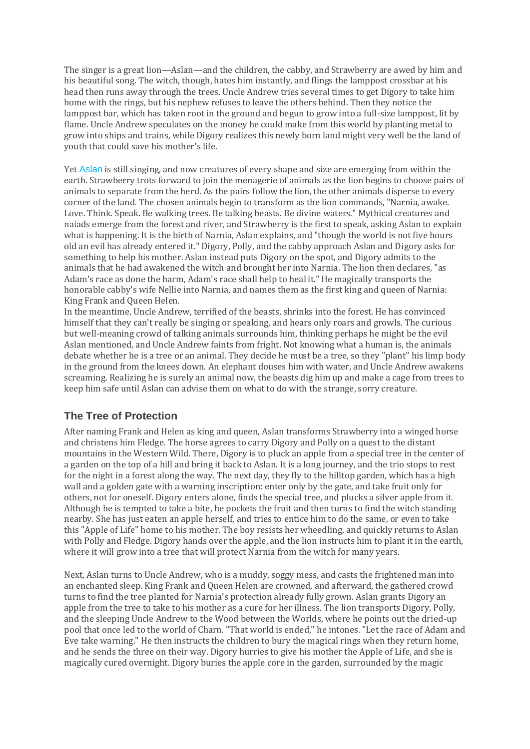The singer is a great lion—Aslan—and the children, the cabby, and Strawberry are awed by him and his beautiful song. The witch, though, hates him instantly, and flings the lamppost crossbar at his head then runs away through the trees. Uncle Andrew tries several times to get Digory to take him home with the rings, but his nephew refuses to leave the others behind. Then they notice the lamppost bar, which has taken root in the ground and begun to grow into a full-size lamppost, lit by flame. Uncle Andrew speculates on the money he could make from this world by planting metal to grow into ships and trains, while Digory realizes this newly born land might very well be the land of youth that could save his mother's life.

Yet Aslan is still singing, and now creatures of every shape and size are emerging from within the earth. Strawberry trots forward to join the menagerie of animals as the lion begins to choose pairs of animals to separate from the herd. As the pairs follow the lion, the other animals disperse to every corner of the land. The chosen animals begin to transform as the lion commands, "Narnia, awake. Love. Think. Speak. Be walking trees. Be talking beasts. Be divine waters." Mythical creatures and naiads emerge from the forest and river, and Strawberry is the first to speak, asking Aslan to explain what is happening. It is the birth of Narnia, Aslan explains, and "though the world is not five hours old an evil has already entered it." Digory, Polly, and the cabby approach Aslan and Digory asks for something to help his mother. Aslan instead puts Digory on the spot, and Digory admits to the animals that he had awakened the witch and brought her into Narnia. The lion then declares, "as Adam's race as done the harm, Adam's race shall help to heal it." He magically transports the honorable cabby's wife Nellie into Narnia, and names them as the first king and queen of Narnia: King Frank and Queen Helen.

In the meantime, Uncle Andrew, terrified of the beasts, shrinks into the forest. He has convinced himself that they can't really be singing or speaking, and hears only roars and growls. The curious but well-meaning crowd of talking animals surrounds him, thinking perhaps he might be the evil Aslan mentioned, and Uncle Andrew faints from fright. Not knowing what a human is, the animals debate whether he is a tree or an animal. They decide he must be a tree, so they "plant" his limp body in the ground from the knees down. An elephant douses him with water, and Uncle Andrew awakens screaming. Realizing he is surely an animal now, the beasts dig him up and make a cage from trees to keep him safe until Aslan can advise them on what to do with the strange, sorry creature.

## The Tree of Protection

After naming Frank and Helen as king and queen, Aslan transforms Strawberry into a winged horse and christens him Fledge. The horse agrees to carry Digory and Polly on a quest to the distant mountains in the Western Wild. There, Digory is to pluck an apple from a special tree in the center of a garden on the top of a hill and bring it back to Aslan. It is a long journey, and the trio stops to rest for the night in a forest along the way. The next day, they fly to the hilltop garden, which has a high wall and a golden gate with a warning inscription: enter only by the gate, and take fruit only for others, not for oneself. Digory enters alone, finds the special tree, and plucks a silver apple from it. Although he is tempted to take a bite, he pockets the fruit and then turns to find the witch standing nearby. She has just eaten an apple herself, and tries to entice him to do the same, or even to take this "Apple of Life" home to his mother. The boy resists her wheedling, and quickly returns to Aslan with Polly and Fledge. Digory hands over the apple, and the lion instructs him to plant it in the earth, where it will grow into a tree that will protect Narnia from the witch for many years.

Next, Aslan turns to Uncle Andrew, who is a muddy, soggy mess, and casts the frightened man into an enchanted sleep. King Frank and Queen Helen are crowned, and afterward, the gathered crowd turns to find the tree planted for Narnia's protection already fully grown. Aslan grants Digory an apple from the tree to take to his mother as a cure for her illness. The lion transports Digory, Polly, and the sleeping Uncle Andrew to the Wood between the Worlds, where he points out the dried-up pool that once led to the world of Charn. "That world is ended," he intones. "Let the race of Adam and Eve take warning." He then instructs the children to bury the magical rings when they return home, and he sends the three on their way. Digory hurries to give his mother the Apple of Life, and she is magically cured overnight. Digory buries the apple core in the garden, surrounded by the magic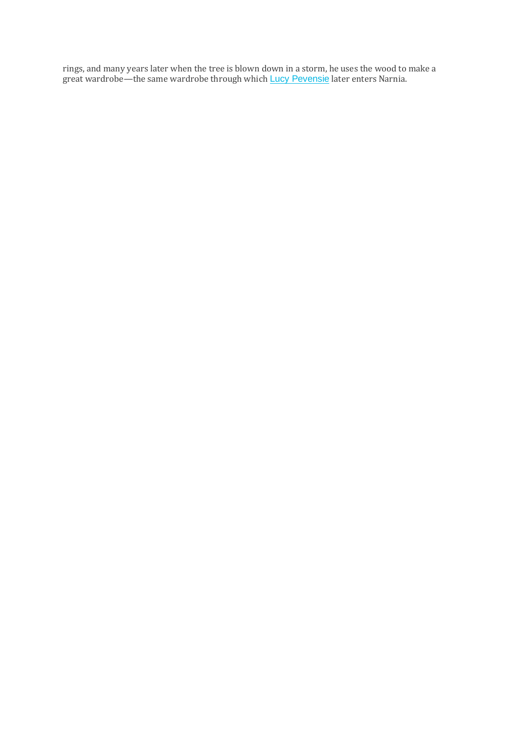rings, and many years later when the tree is blown down in a storm, he uses the wood to make a great wardrobe—the same wardrobe through which Lucy Pevensie later enters Narnia.